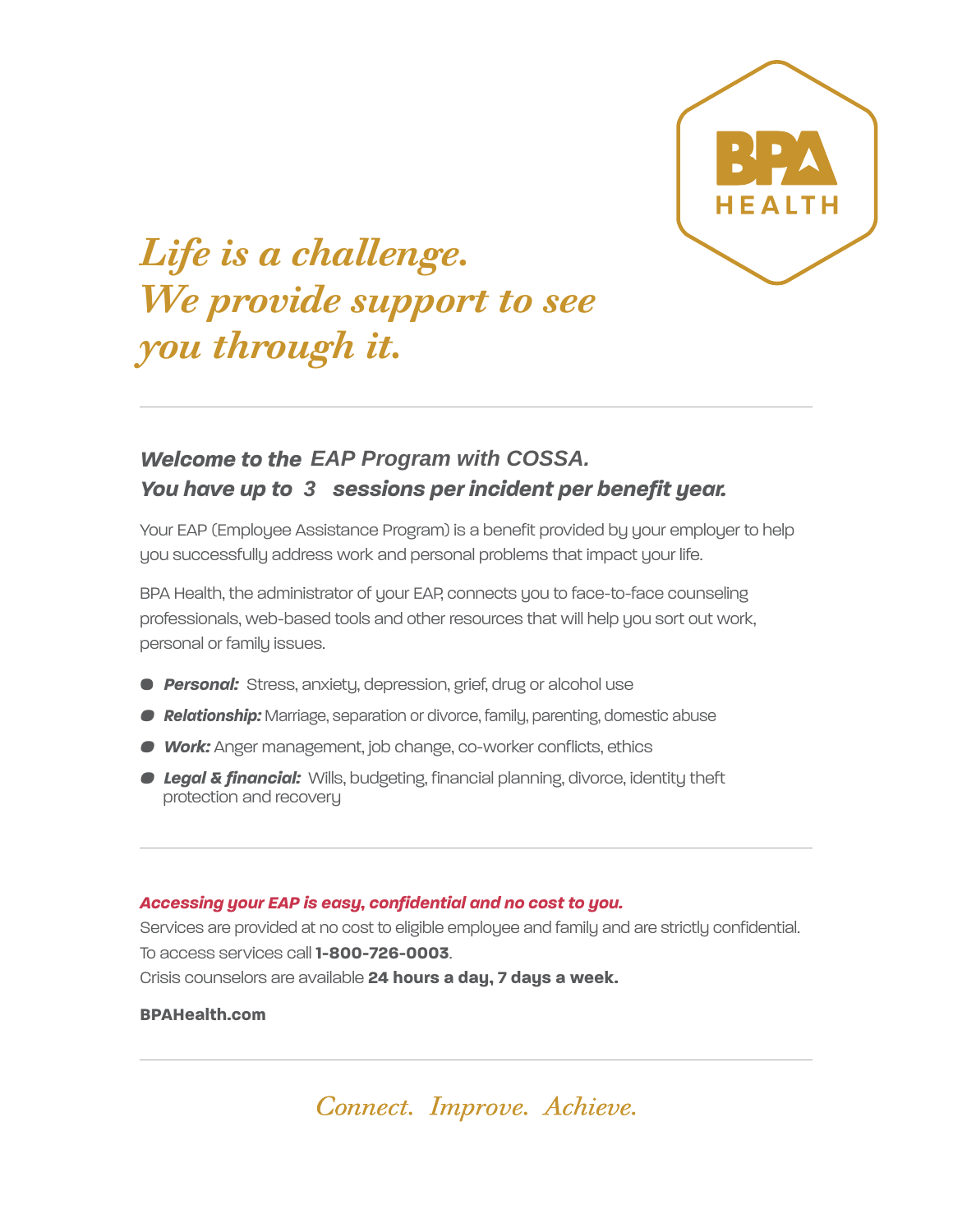BPA HEALTH

# *Life is a challenge. We provide support to see you through it.*

---

### *Welcome to the EAP Program with COSSA. You have up to 3 sessions per incident per benefit year.*

Your EAP (Employee Assistance Program) is a benefit provided by your employer to help you successfully address work and personal problems that impact your life.

BPA Health, the administrator of your EAP, connects you to face-to-face counseling professionals, web-based tools and other resources that will help you sort out work, personal or family issues.

- ***Personal:*** Stress, anxiety, depression, grief, drug or alcohol use
- ***Relationship:*** Marriage, separation or divorce, family, parenting, domestic abuse
- ***Work:*** Anger management, job change, co-worker conflicts, ethics
- ***Legal & financial:*** Wills, budgeting, financial planning, divorce, identity theft protection and recovery

---

***Accessing your EAP is easy, confidential and no cost to you.***

Services are provided at no cost to eligible employee and family and are strictly confidential.
To access services call **1-800-726-0003**.
Crisis counselors are available **24 hours a day, 7 days a week.**

**BPAHealth.com**

---

*Connect. Improve. Achieve.*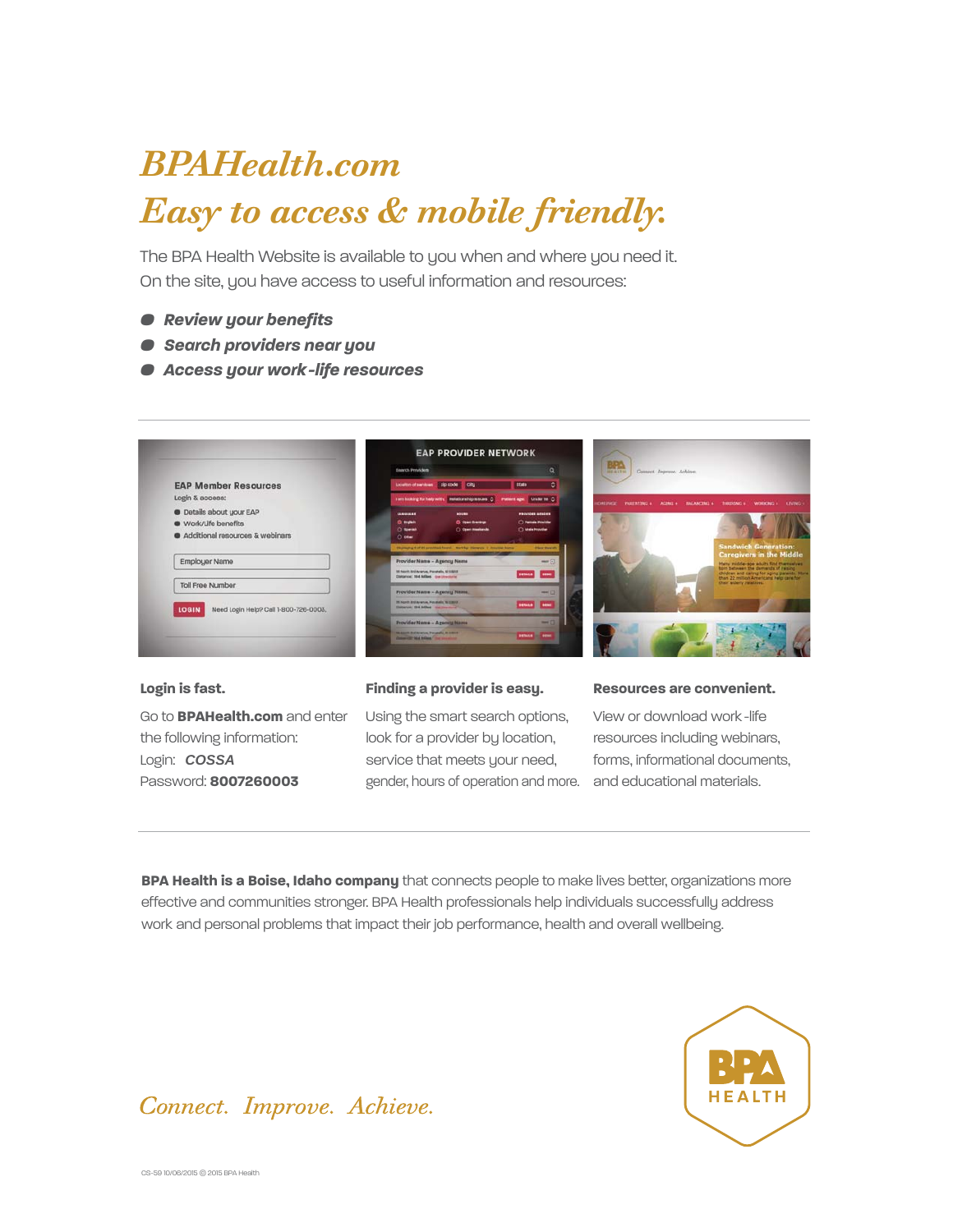# BPAHealth.com
# Easy to access & mobile friendly.

The BPA Health Website is available to you when and where you need it. On the site, you have access to useful information and resources:

- ***Review your benefits***
- ***Search providers near you***
- ***Access your work-life resources***

**Login is fast.**

Go to **BPAHealth.com** and enter the following information:
Login: ***COSSA***
Password: **8007260003**

**Finding a provider is easy.**

Using the smart search options, look for a provider by location, service that meets your need, gender, hours of operation and more.

**Resources are convenient.**

View or download work-life resources including webinars, forms, informational documents, and educational materials.

**BPA Health is a Boise, Idaho company** that connects people to make lives better, organizations more effective and communities stronger. BPA Health professionals help individuals successfully address work and personal problems that impact their job performance, health and overall wellbeing.

*Connect. Improve. Achieve.*

BPA HEALTH

CS-59 10/06/2015 © 2015 BPA Health